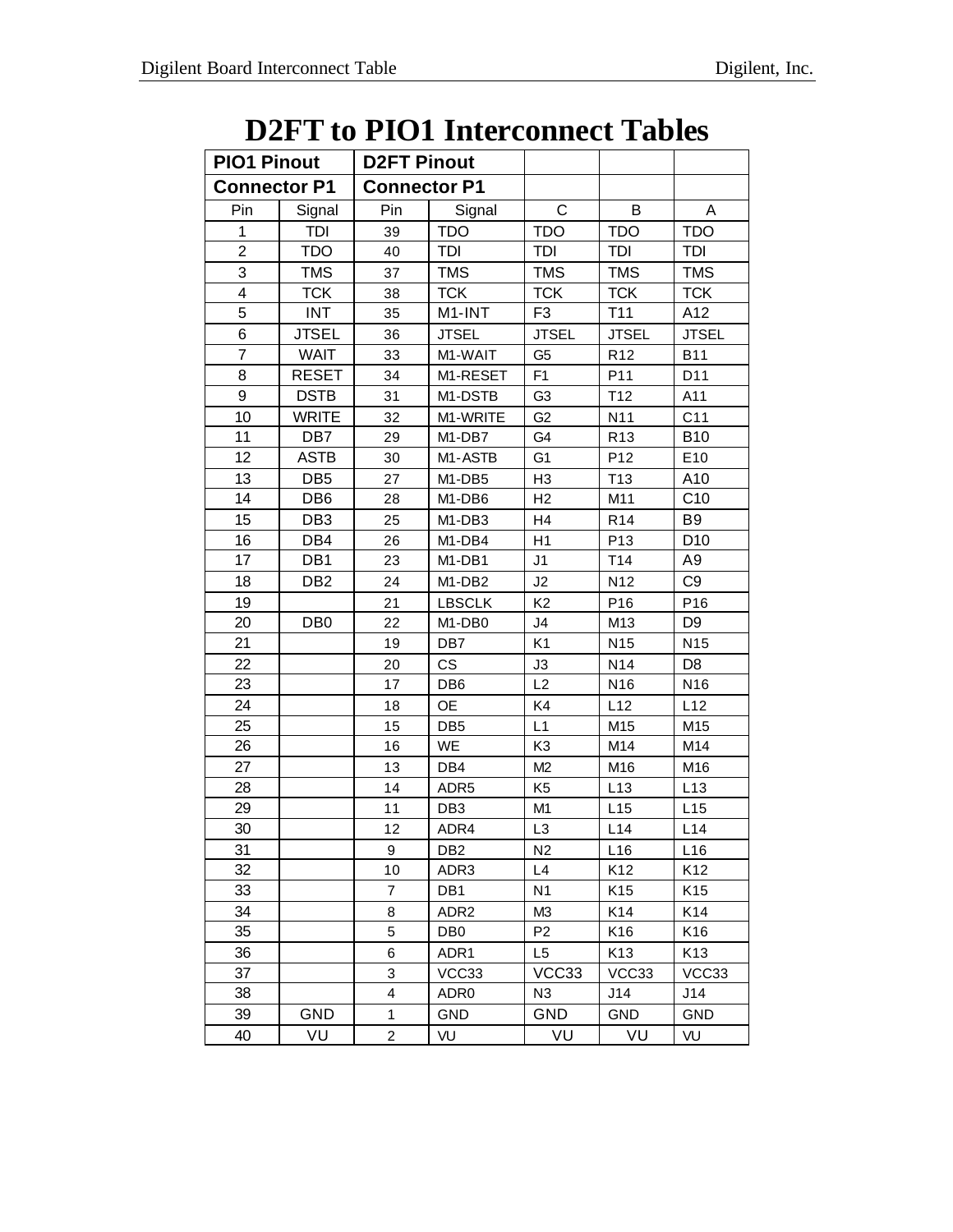# D2FT to PIO1 Interconnect Tables

| PIO1 Pinout | | D2FT Pinout | | | | |
|---|---|---|---|---|---|---|
| **Connector P1** | | **Connector P1** | | | | |
| Pin | Signal | Pin | Signal | C | B | A |
| 1 | TDI | 39 | TDO | TDO | TDO | TDO |
| 2 | TDO | 40 | TDI | TDI | TDI | TDI |
| 3 | TMS | 37 | TMS | TMS | TMS | TMS |
| 4 | TCK | 38 | TCK | TCK | TCK | TCK |
| 5 | INT | 35 | M1-INT | F3 | T11 | A12 |
| 6 | JTSEL | 36 | JTSEL | JTSEL | JTSEL | JTSEL |
| 7 | WAIT | 33 | M1-WAIT | G5 | R12 | B11 |
| 8 | RESET | 34 | M1-RESET | F1 | P11 | D11 |
| 9 | DSTB | 31 | M1-DSTB | G3 | T12 | A11 |
| 10 | WRITE | 32 | M1-WRITE | G2 | N11 | C11 |
| 11 | DB7 | 29 | M1-DB7 | G4 | R13 | B10 |
| 12 | ASTB | 30 | M1-ASTB | G1 | P12 | E10 |
| 13 | DB5 | 27 | M1-DB5 | H3 | T13 | A10 |
| 14 | DB6 | 28 | M1-DB6 | H2 | M11 | C10 |
| 15 | DB3 | 25 | M1-DB3 | H4 | R14 | B9 |
| 16 | DB4 | 26 | M1-DB4 | H1 | P13 | D10 |
| 17 | DB1 | 23 | M1-DB1 | J1 | T14 | A9 |
| 18 | DB2 | 24 | M1-DB2 | J2 | N12 | C9 |
| 19 | | 21 | LBSCLK | K2 | P16 | P16 |
| 20 | DB0 | 22 | M1-DB0 | J4 | M13 | D9 |
| 21 | | 19 | DB7 | K1 | N15 | N15 |
| 22 | | 20 | CS | J3 | N14 | D8 |
| 23 | | 17 | DB6 | L2 | N16 | N16 |
| 24 | | 18 | OE | K4 | L12 | L12 |
| 25 | | 15 | DB5 | L1 | M15 | M15 |
| 26 | | 16 | WE | K3 | M14 | M14 |
| 27 | | 13 | DB4 | M2 | M16 | M16 |
| 28 | | 14 | ADR5 | K5 | L13 | L13 |
| 29 | | 11 | DB3 | M1 | L15 | L15 |
| 30 | | 12 | ADR4 | L3 | L14 | L14 |
| 31 | | 9 | DB2 | N2 | L16 | L16 |
| 32 | | 10 | ADR3 | L4 | K12 | K12 |
| 33 | | 7 | DB1 | N1 | K15 | K15 |
| 34 | | 8 | ADR2 | M3 | K14 | K14 |
| 35 | | 5 | DB0 | P2 | K16 | K16 |
| 36 | | 6 | ADR1 | L5 | K13 | K13 |
| 37 | | 3 | VCC33 | VCC33 | VCC33 | VCC33 |
| 38 | | 4 | ADR0 | N3 | J14 | J14 |
| 39 | GND | 1 | GND | GND | GND | GND |
| 40 | VU | 2 | VU | VU | VU | VU |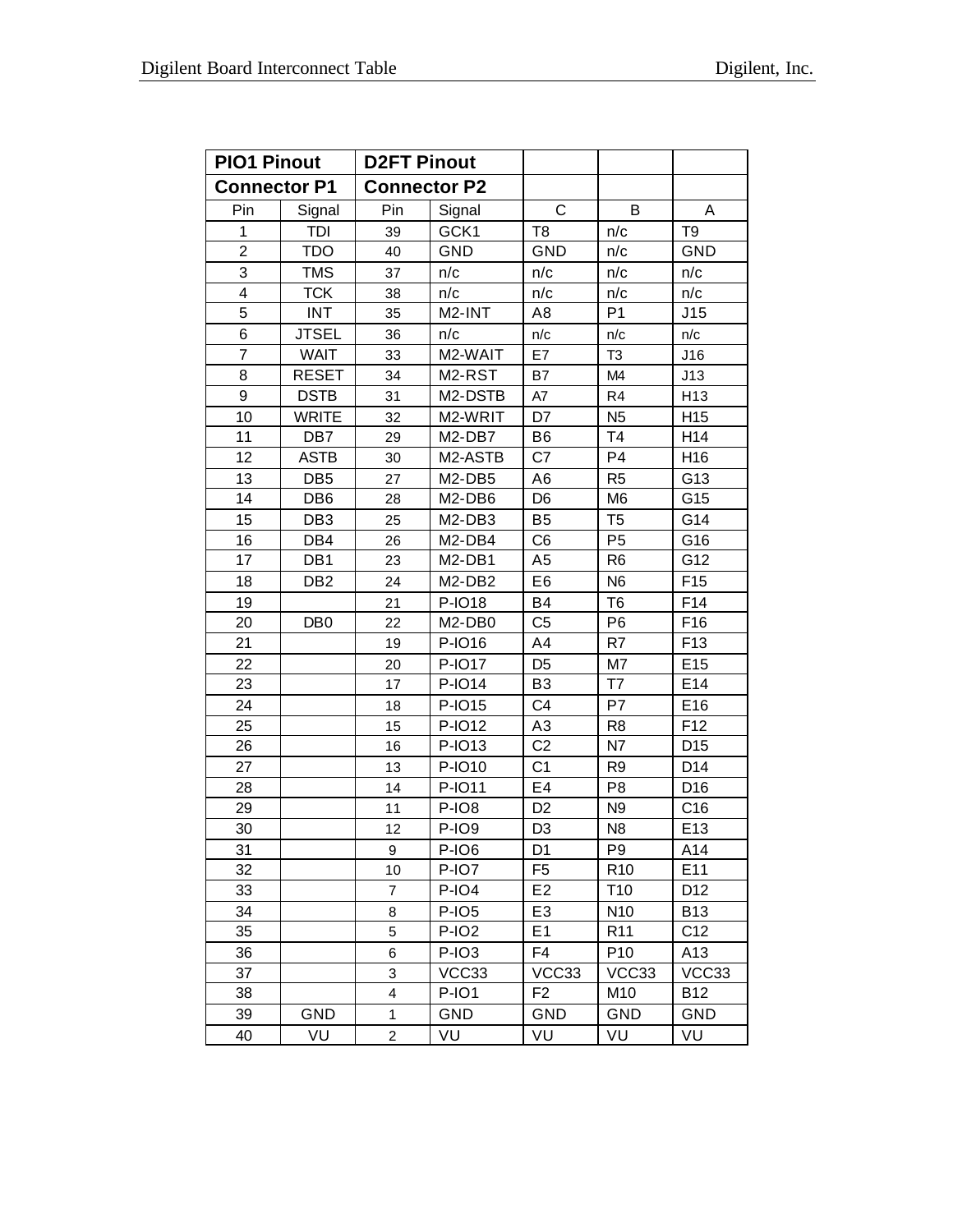| PIO1 Pinout | | D2FT Pinout | | | | |
|---|---|---|---|---|---|---|
| Connector P1 | | Connector P2 | | | | |
| Pin | Signal | Pin | Signal | C | B | A |
| 1 | TDI | 39 | GCK1 | T8 | n/c | T9 |
| 2 | TDO | 40 | GND | GND | n/c | GND |
| 3 | TMS | 37 | n/c | n/c | n/c | n/c |
| 4 | TCK | 38 | n/c | n/c | n/c | n/c |
| 5 | INT | 35 | M2-INT | A8 | P1 | J15 |
| 6 | JTSEL | 36 | n/c | n/c | n/c | n/c |
| 7 | WAIT | 33 | M2-WAIT | E7 | T3 | J16 |
| 8 | RESET | 34 | M2-RST | B7 | M4 | J13 |
| 9 | DSTB | 31 | M2-DSTB | A7 | R4 | H13 |
| 10 | WRITE | 32 | M2-WRIT | D7 | N5 | H15 |
| 11 | DB7 | 29 | M2-DB7 | B6 | T4 | H14 |
| 12 | ASTB | 30 | M2-ASTB | C7 | P4 | H16 |
| 13 | DB5 | 27 | M2-DB5 | A6 | R5 | G13 |
| 14 | DB6 | 28 | M2-DB6 | D6 | M6 | G15 |
| 15 | DB3 | 25 | M2-DB3 | B5 | T5 | G14 |
| 16 | DB4 | 26 | M2-DB4 | C6 | P5 | G16 |
| 17 | DB1 | 23 | M2-DB1 | A5 | R6 | G12 |
| 18 | DB2 | 24 | M2-DB2 | E6 | N6 | F15 |
| 19 | | 21 | P-IO18 | B4 | T6 | F14 |
| 20 | DB0 | 22 | M2-DB0 | C5 | P6 | F16 |
| 21 | | 19 | P-IO16 | A4 | R7 | F13 |
| 22 | | 20 | P-IO17 | D5 | M7 | E15 |
| 23 | | 17 | P-IO14 | B3 | T7 | E14 |
| 24 | | 18 | P-IO15 | C4 | P7 | E16 |
| 25 | | 15 | P-IO12 | A3 | R8 | F12 |
| 26 | | 16 | P-IO13 | C2 | N7 | D15 |
| 27 | | 13 | P-IO10 | C1 | R9 | D14 |
| 28 | | 14 | P-IO11 | E4 | P8 | D16 |
| 29 | | 11 | P-IO8 | D2 | N9 | C16 |
| 30 | | 12 | P-IO9 | D3 | N8 | E13 |
| 31 | | 9 | P-IO6 | D1 | P9 | A14 |
| 32 | | 10 | P-IO7 | F5 | R10 | E11 |
| 33 | | 7 | P-IO4 | E2 | T10 | D12 |
| 34 | | 8 | P-IO5 | E3 | N10 | B13 |
| 35 | | 5 | P-IO2 | E1 | R11 | C12 |
| 36 | | 6 | P-IO3 | F4 | P10 | A13 |
| 37 | | 3 | VCC33 | VCC33 | VCC33 | VCC33 |
| 38 | | 4 | P-IO1 | F2 | M10 | B12 |
| 39 | GND | 1 | GND | GND | GND | GND |
| 40 | VU | 2 | VU | VU | VU | VU |